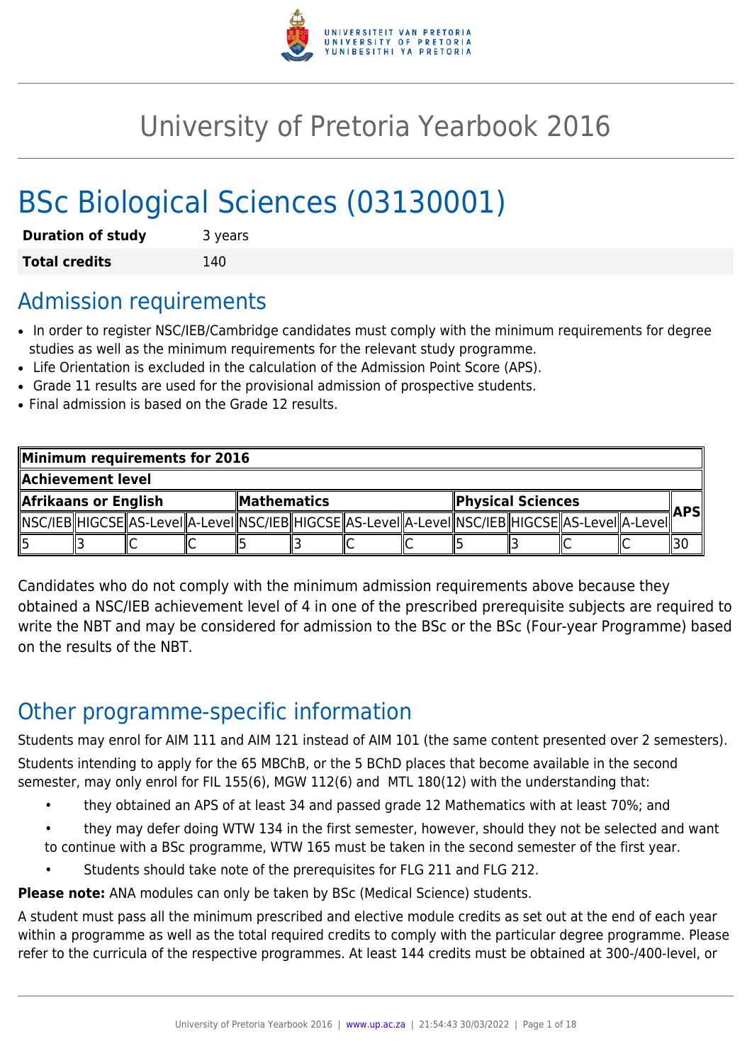# University of Pretoria Yearbook 2016

# BSc Biological Sciences (03130001)

| | |
|---|---|
| **Duration of study** | 3 years |
| **Total credits** | 140 |

## Admission requirements

- In order to register NSC/IEB/Cambridge candidates must comply with the minimum requirements for degree studies as well as the minimum requirements for the relevant study programme.
- Life Orientation is excluded in the calculation of the Admission Point Score (APS).
- Grade 11 results are used for the provisional admission of prospective students.
- Final admission is based on the Grade 12 results.

| **Minimum requirements for 2016** | | | | | | | | | | | | |
|---|---|---|---|---|---|---|---|---|---|---|---|---|
| **Achievement level** | | | | | | | | | | | | |
| **Afrikaans or English** | | | | **Mathematics** | | | | **Physical Sciences** | | | | **APS** |
| NSC/IEB | HIGCSE | AS-Level | A-Level | NSC/IEB | HIGCSE | AS-Level | A-Level | NSC/IEB | HIGCSE | AS-Level | A-Level | |
| 5 | 3 | C | C | 5 | 3 | C | C | 5 | 3 | C | C | 30 |

Candidates who do not comply with the minimum admission requirements above because they obtained a NSC/IEB achievement level of 4 in one of the prescribed prerequisite subjects are required to write the NBT and may be considered for admission to the BSc or the BSc (Four-year Programme) based on the results of the NBT.

## Other programme-specific information

Students may enrol for AIM 111 and AIM 121 instead of AIM 101 (the same content presented over 2 semesters).

Students intending to apply for the 65 MBChB, or the 5 BChD places that become available in the second semester, may only enrol for FIL 155(6), MGW 112(6) and MTL 180(12) with the understanding that:

- they obtained an APS of at least 34 and passed grade 12 Mathematics with at least 70%; and
- they may defer doing WTW 134 in the first semester, however, should they not be selected and want to continue with a BSc programme, WTW 165 must be taken in the second semester of the first year.
- Students should take note of the prerequisites for FLG 211 and FLG 212.

**Please note:** ANA modules can only be taken by BSc (Medical Science) students.

A student must pass all the minimum prescribed and elective module credits as set out at the end of each year within a programme as well as the total required credits to comply with the particular degree programme. Please refer to the curricula of the respective programmes. At least 144 credits must be obtained at 300-/400-level, or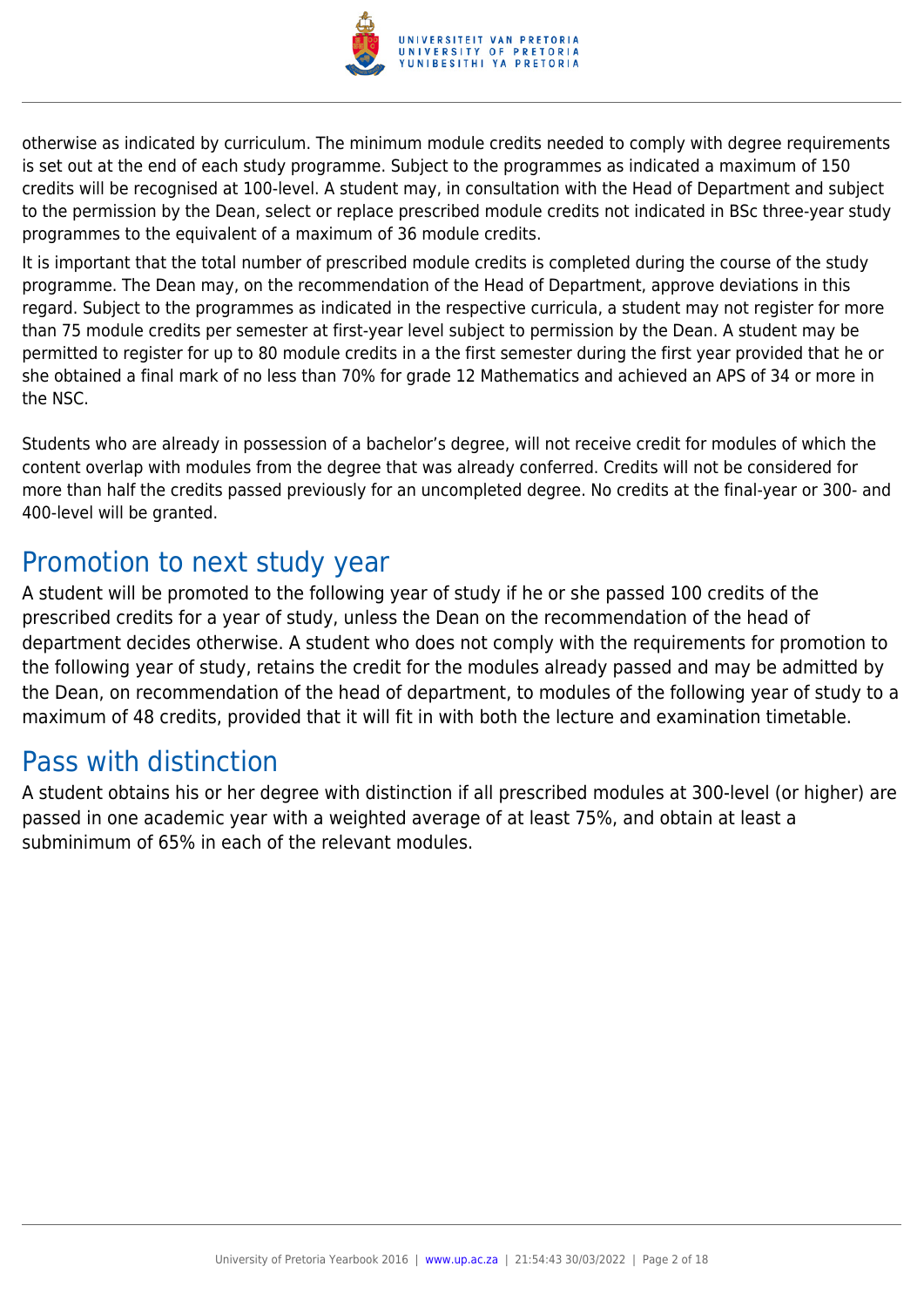otherwise as indicated by curriculum. The minimum module credits needed to comply with degree requirements is set out at the end of each study programme. Subject to the programmes as indicated a maximum of 150 credits will be recognised at 100-level. A student may, in consultation with the Head of Department and subject to the permission by the Dean, select or replace prescribed module credits not indicated in BSc three-year study programmes to the equivalent of a maximum of 36 module credits.

It is important that the total number of prescribed module credits is completed during the course of the study programme. The Dean may, on the recommendation of the Head of Department, approve deviations in this regard. Subject to the programmes as indicated in the respective curricula, a student may not register for more than 75 module credits per semester at first-year level subject to permission by the Dean. A student may be permitted to register for up to 80 module credits in a the first semester during the first year provided that he or she obtained a final mark of no less than 70% for grade 12 Mathematics and achieved an APS of 34 or more in the NSC.

Students who are already in possession of a bachelor's degree, will not receive credit for modules of which the content overlap with modules from the degree that was already conferred. Credits will not be considered for more than half the credits passed previously for an uncompleted degree. No credits at the final-year or 300- and 400-level will be granted.

## Promotion to next study year

A student will be promoted to the following year of study if he or she passed 100 credits of the prescribed credits for a year of study, unless the Dean on the recommendation of the head of department decides otherwise. A student who does not comply with the requirements for promotion to the following year of study, retains the credit for the modules already passed and may be admitted by the Dean, on recommendation of the head of department, to modules of the following year of study to a maximum of 48 credits, provided that it will fit in with both the lecture and examination timetable.

## Pass with distinction

A student obtains his or her degree with distinction if all prescribed modules at 300-level (or higher) are passed in one academic year with a weighted average of at least 75%, and obtain at least a subminimum of 65% in each of the relevant modules.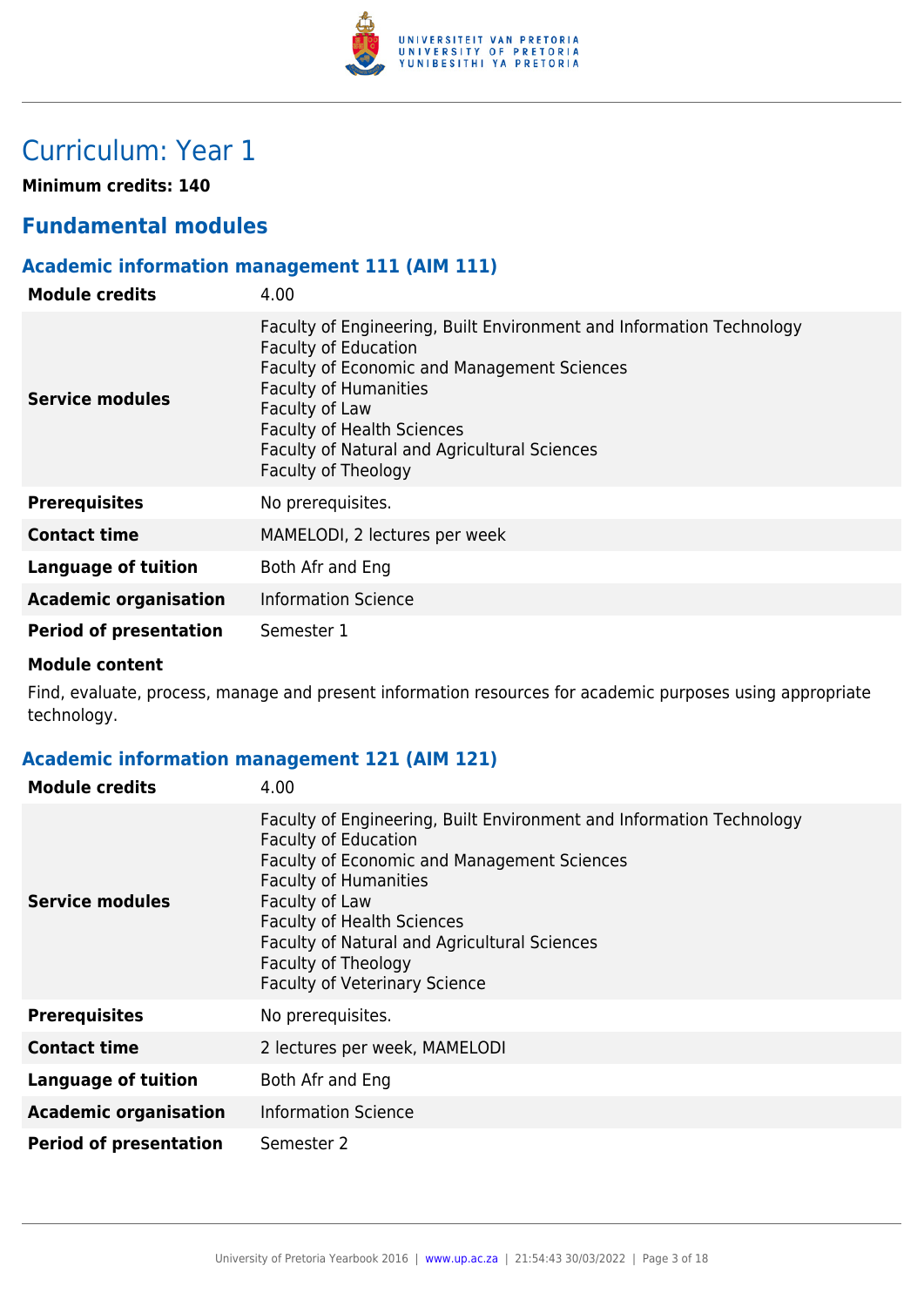# Curriculum: Year 1

**Minimum credits: 140**

## Fundamental modules

### Academic information management 111 (AIM 111)

| | |
|---|---|
| **Module credits** | 4.00 |
| **Service modules** | Faculty of Engineering, Built Environment and Information Technology<br>Faculty of Education<br>Faculty of Economic and Management Sciences<br>Faculty of Humanities<br>Faculty of Law<br>Faculty of Health Sciences<br>Faculty of Natural and Agricultural Sciences<br>Faculty of Theology |
| **Prerequisites** | No prerequisites. |
| **Contact time** | MAMELODI, 2 lectures per week |
| **Language of tuition** | Both Afr and Eng |
| **Academic organisation** | Information Science |
| **Period of presentation** | Semester 1 |

**Module content**

Find, evaluate, process, manage and present information resources for academic purposes using appropriate technology.

### Academic information management 121 (AIM 121)

| | |
|---|---|
| **Module credits** | 4.00 |
| **Service modules** | Faculty of Engineering, Built Environment and Information Technology<br>Faculty of Education<br>Faculty of Economic and Management Sciences<br>Faculty of Humanities<br>Faculty of Law<br>Faculty of Health Sciences<br>Faculty of Natural and Agricultural Sciences<br>Faculty of Theology<br>Faculty of Veterinary Science |
| **Prerequisites** | No prerequisites. |
| **Contact time** | 2 lectures per week, MAMELODI |
| **Language of tuition** | Both Afr and Eng |
| **Academic organisation** | Information Science |
| **Period of presentation** | Semester 2 |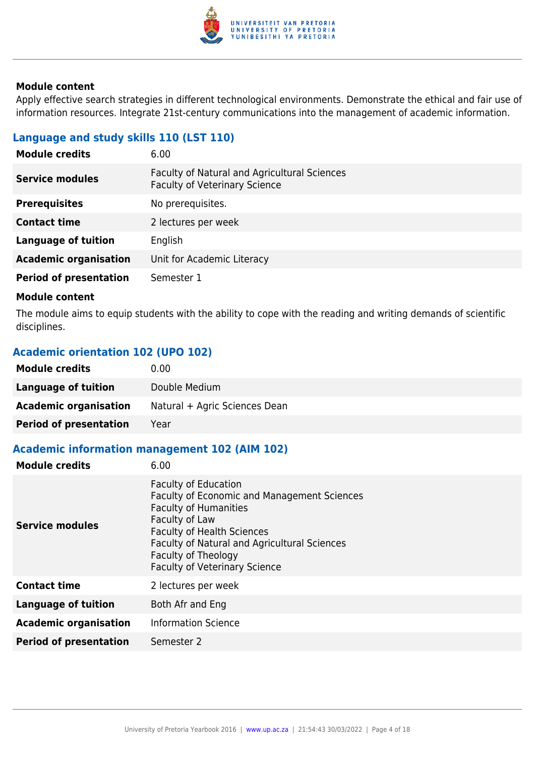#### Module content

Apply effective search strategies in different technological environments. Demonstrate the ethical and fair use of information resources. Integrate 21st-century communications into the management of academic information.

### Language and study skills 110 (LST 110)

| | |
|---|---|
| **Module credits** | 6.00 |
| **Service modules** | Faculty of Natural and Agricultural Sciences<br>Faculty of Veterinary Science |
| **Prerequisites** | No prerequisites. |
| **Contact time** | 2 lectures per week |
| **Language of tuition** | English |
| **Academic organisation** | Unit for Academic Literacy |
| **Period of presentation** | Semester 1 |

#### Module content

The module aims to equip students with the ability to cope with the reading and writing demands of scientific disciplines.

### Academic orientation 102 (UPO 102)

| | |
|---|---|
| **Module credits** | 0.00 |
| **Language of tuition** | Double Medium |
| **Academic organisation** | Natural + Agric Sciences Dean |
| **Period of presentation** | Year |

### Academic information management 102 (AIM 102)

| | |
|---|---|
| **Module credits** | 6.00 |
| **Service modules** | Faculty of Education<br>Faculty of Economic and Management Sciences<br>Faculty of Humanities<br>Faculty of Law<br>Faculty of Health Sciences<br>Faculty of Natural and Agricultural Sciences<br>Faculty of Theology<br>Faculty of Veterinary Science |
| **Contact time** | 2 lectures per week |
| **Language of tuition** | Both Afr and Eng |
| **Academic organisation** | Information Science |
| **Period of presentation** | Semester 2 |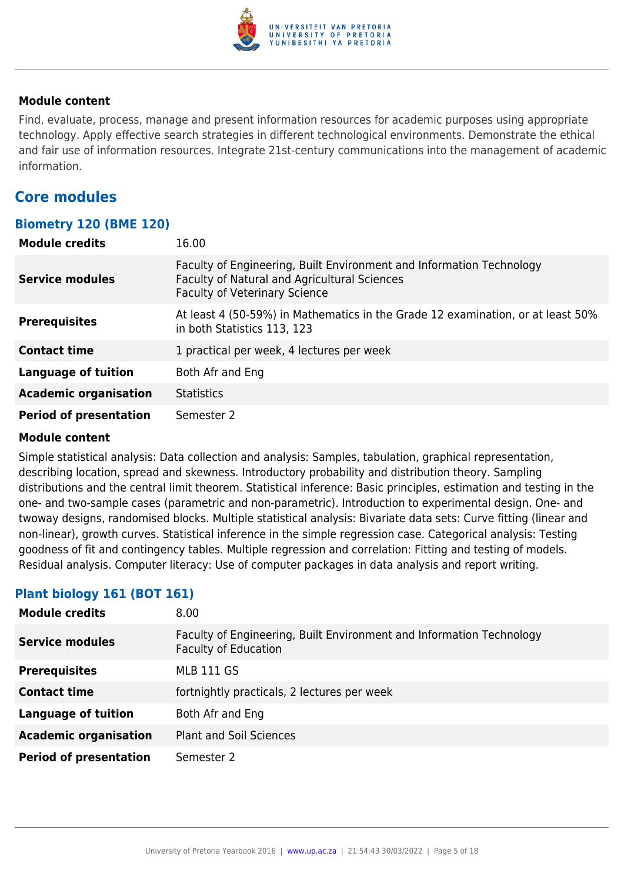#### Module content

Find, evaluate, process, manage and present information resources for academic purposes using appropriate technology. Apply effective search strategies in different technological environments. Demonstrate the ethical and fair use of information resources. Integrate 21st-century communications into the management of academic information.

## Core modules

### Biometry 120 (BME 120)

| | |
|---|---|
| **Module credits** | 16.00 |
| **Service modules** | Faculty of Engineering, Built Environment and Information Technology<br>Faculty of Natural and Agricultural Sciences<br>Faculty of Veterinary Science |
| **Prerequisites** | At least 4 (50-59%) in Mathematics in the Grade 12 examination, or at least 50% in both Statistics 113, 123 |
| **Contact time** | 1 practical per week, 4 lectures per week |
| **Language of tuition** | Both Afr and Eng |
| **Academic organisation** | Statistics |
| **Period of presentation** | Semester 2 |

#### Module content

Simple statistical analysis: Data collection and analysis: Samples, tabulation, graphical representation, describing location, spread and skewness. Introductory probability and distribution theory. Sampling distributions and the central limit theorem. Statistical inference: Basic principles, estimation and testing in the one- and two-sample cases (parametric and non-parametric). Introduction to experimental design. One- and twoway designs, randomised blocks. Multiple statistical analysis: Bivariate data sets: Curve fitting (linear and non-linear), growth curves. Statistical inference in the simple regression case. Categorical analysis: Testing goodness of fit and contingency tables. Multiple regression and correlation: Fitting and testing of models. Residual analysis. Computer literacy: Use of computer packages in data analysis and report writing.

### Plant biology 161 (BOT 161)

| | |
|---|---|
| **Module credits** | 8.00 |
| **Service modules** | Faculty of Engineering, Built Environment and Information Technology<br>Faculty of Education |
| **Prerequisites** | MLB 111 GS |
| **Contact time** | fortnightly practicals, 2 lectures per week |
| **Language of tuition** | Both Afr and Eng |
| **Academic organisation** | Plant and Soil Sciences |
| **Period of presentation** | Semester 2 |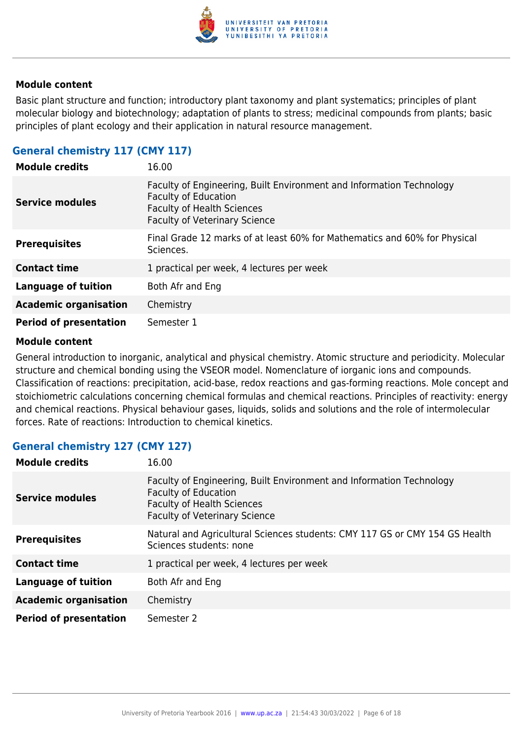**Module content**

Basic plant structure and function; introductory plant taxonomy and plant systematics; principles of plant molecular biology and biotechnology; adaptation of plants to stress; medicinal compounds from plants; basic principles of plant ecology and their application in natural resource management.

## General chemistry 117 (CMY 117)

| | |
|---|---|
| **Module credits** | 16.00 |
| **Service modules** | Faculty of Engineering, Built Environment and Information Technology<br>Faculty of Education<br>Faculty of Health Sciences<br>Faculty of Veterinary Science |
| **Prerequisites** | Final Grade 12 marks of at least 60% for Mathematics and 60% for Physical Sciences. |
| **Contact time** | 1 practical per week, 4 lectures per week |
| **Language of tuition** | Both Afr and Eng |
| **Academic organisation** | Chemistry |
| **Period of presentation** | Semester 1 |

**Module content**

General introduction to inorganic, analytical and physical chemistry. Atomic structure and periodicity. Molecular structure and chemical bonding using the VSEOR model. Nomenclature of iorganic ions and compounds. Classification of reactions: precipitation, acid-base, redox reactions and gas-forming reactions. Mole concept and stoichiometric calculations concerning chemical formulas and chemical reactions. Principles of reactivity: energy and chemical reactions. Physical behaviour gases, liquids, solids and solutions and the role of intermolecular forces. Rate of reactions: Introduction to chemical kinetics.

## General chemistry 127 (CMY 127)

| | |
|---|---|
| **Module credits** | 16.00 |
| **Service modules** | Faculty of Engineering, Built Environment and Information Technology<br>Faculty of Education<br>Faculty of Health Sciences<br>Faculty of Veterinary Science |
| **Prerequisites** | Natural and Agricultural Sciences students: CMY 117 GS or CMY 154 GS Health Sciences students: none |
| **Contact time** | 1 practical per week, 4 lectures per week |
| **Language of tuition** | Both Afr and Eng |
| **Academic organisation** | Chemistry |
| **Period of presentation** | Semester 2 |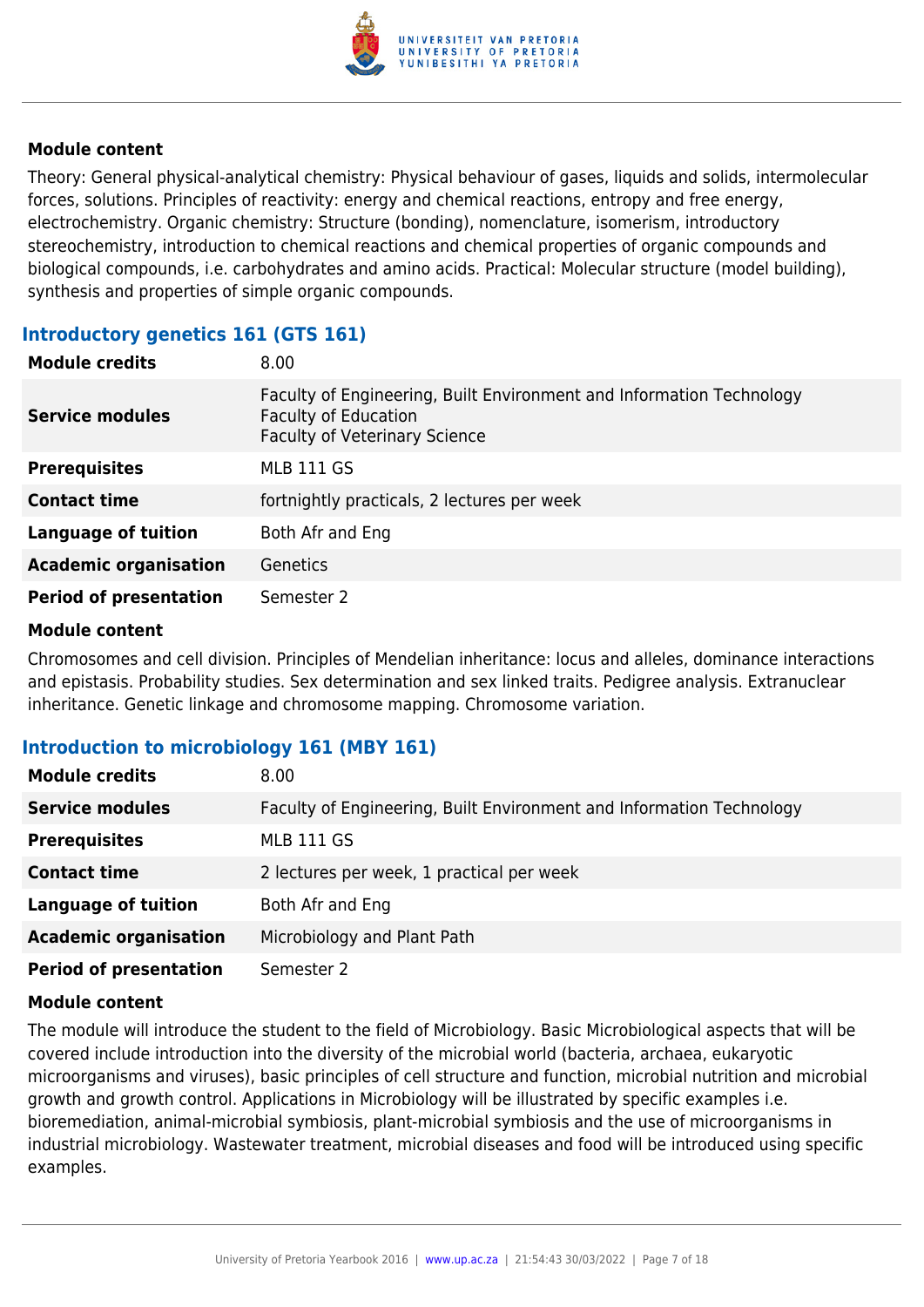#### Module content

Theory: General physical-analytical chemistry: Physical behaviour of gases, liquids and solids, intermolecular forces, solutions. Principles of reactivity: energy and chemical reactions, entropy and free energy, electrochemistry. Organic chemistry: Structure (bonding), nomenclature, isomerism, introductory stereochemistry, introduction to chemical reactions and chemical properties of organic compounds and biological compounds, i.e. carbohydrates and amino acids. Practical: Molecular structure (model building), synthesis and properties of simple organic compounds.

### Introductory genetics 161 (GTS 161)

| | |
|---|---|
| **Module credits** | 8.00 |
| **Service modules** | Faculty of Engineering, Built Environment and Information Technology<br>Faculty of Education<br>Faculty of Veterinary Science |
| **Prerequisites** | MLB 111 GS |
| **Contact time** | fortnightly practicals, 2 lectures per week |
| **Language of tuition** | Both Afr and Eng |
| **Academic organisation** | Genetics |
| **Period of presentation** | Semester 2 |

#### Module content

Chromosomes and cell division. Principles of Mendelian inheritance: locus and alleles, dominance interactions and epistasis. Probability studies. Sex determination and sex linked traits. Pedigree analysis. Extranuclear inheritance. Genetic linkage and chromosome mapping. Chromosome variation.

### Introduction to microbiology 161 (MBY 161)

| | |
|---|---|
| **Module credits** | 8.00 |
| **Service modules** | Faculty of Engineering, Built Environment and Information Technology |
| **Prerequisites** | MLB 111 GS |
| **Contact time** | 2 lectures per week, 1 practical per week |
| **Language of tuition** | Both Afr and Eng |
| **Academic organisation** | Microbiology and Plant Path |
| **Period of presentation** | Semester 2 |

#### Module content

The module will introduce the student to the field of Microbiology. Basic Microbiological aspects that will be covered include introduction into the diversity of the microbial world (bacteria, archaea, eukaryotic microorganisms and viruses), basic principles of cell structure and function, microbial nutrition and microbial growth and growth control. Applications in Microbiology will be illustrated by specific examples i.e. bioremediation, animal-microbial symbiosis, plant-microbial symbiosis and the use of microorganisms in industrial microbiology. Wastewater treatment, microbial diseases and food will be introduced using specific examples.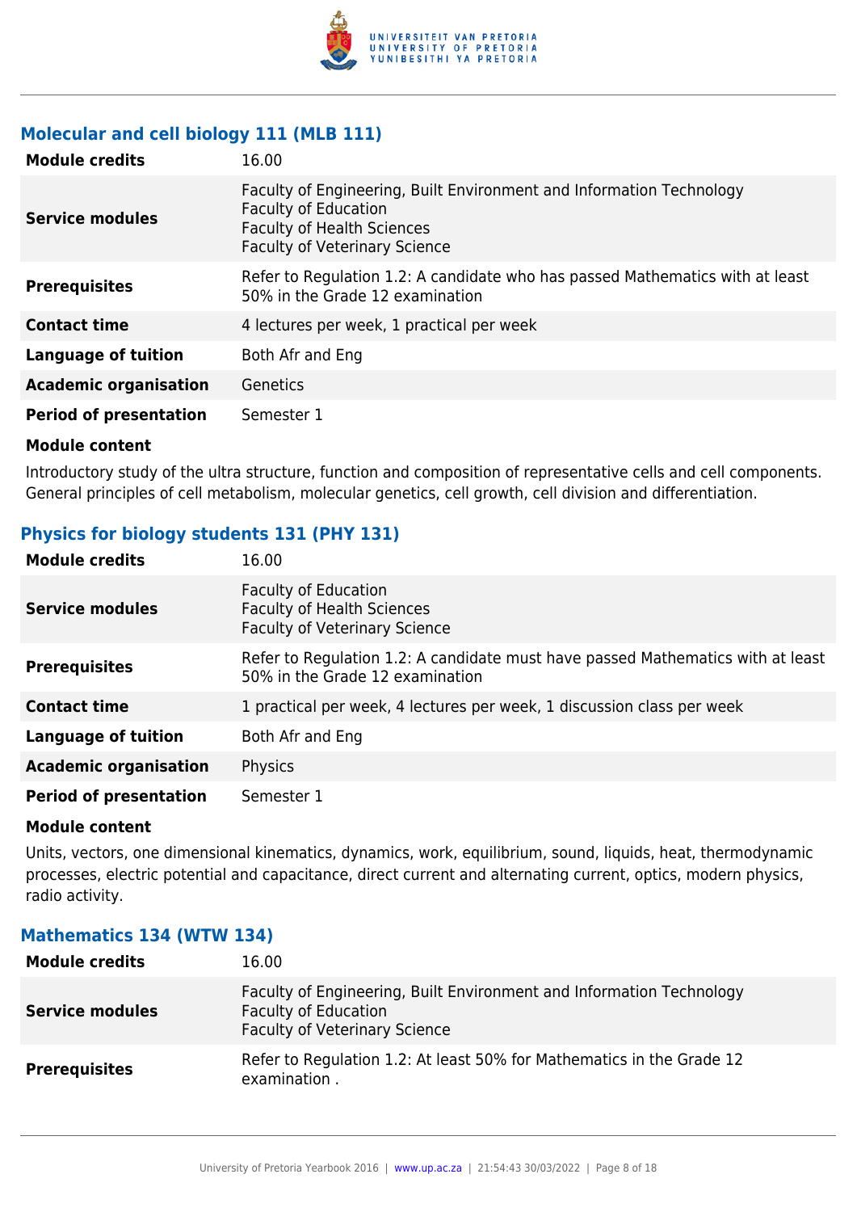### Molecular and cell biology 111 (MLB 111)

| | |
|---|---|
| **Module credits** | 16.00 |
| **Service modules** | Faculty of Engineering, Built Environment and Information Technology<br>Faculty of Education<br>Faculty of Health Sciences<br>Faculty of Veterinary Science |
| **Prerequisites** | Refer to Regulation 1.2: A candidate who has passed Mathematics with at least 50% in the Grade 12 examination |
| **Contact time** | 4 lectures per week, 1 practical per week |
| **Language of tuition** | Both Afr and Eng |
| **Academic organisation** | Genetics |
| **Period of presentation** | Semester 1 |

**Module content**

Introductory study of the ultra structure, function and composition of representative cells and cell components. General principles of cell metabolism, molecular genetics, cell growth, cell division and differentiation.

### Physics for biology students 131 (PHY 131)

| | |
|---|---|
| **Module credits** | 16.00 |
| **Service modules** | Faculty of Education<br>Faculty of Health Sciences<br>Faculty of Veterinary Science |
| **Prerequisites** | Refer to Regulation 1.2: A candidate must have passed Mathematics with at least 50% in the Grade 12 examination |
| **Contact time** | 1 practical per week, 4 lectures per week, 1 discussion class per week |
| **Language of tuition** | Both Afr and Eng |
| **Academic organisation** | Physics |
| **Period of presentation** | Semester 1 |

**Module content**

Units, vectors, one dimensional kinematics, dynamics, work, equilibrium, sound, liquids, heat, thermodynamic processes, electric potential and capacitance, direct current and alternating current, optics, modern physics, radio activity.

### Mathematics 134 (WTW 134)

| | |
|---|---|
| **Module credits** | 16.00 |
| **Service modules** | Faculty of Engineering, Built Environment and Information Technology<br>Faculty of Education<br>Faculty of Veterinary Science |
| **Prerequisites** | Refer to Regulation 1.2: At least 50% for Mathematics in the Grade 12 examination . |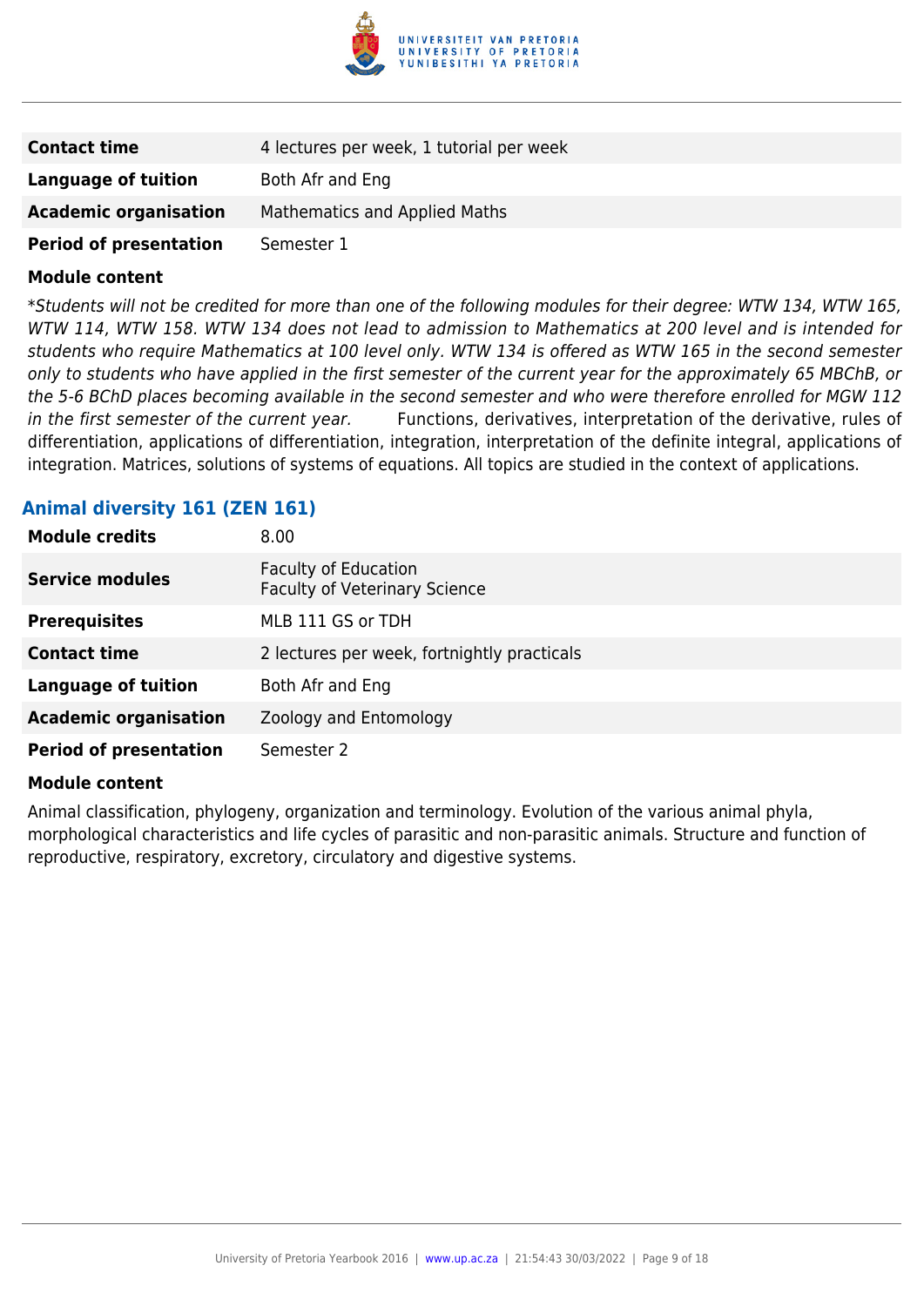| | |
|---|---|
| **Contact time** | 4 lectures per week, 1 tutorial per week |
| **Language of tuition** | Both Afr and Eng |
| **Academic organisation** | Mathematics and Applied Maths |
| **Period of presentation** | Semester 1 |

**Module content**

*\*Students will not be credited for more than one of the following modules for their degree: WTW 134, WTW 165, WTW 114, WTW 158. WTW 134 does not lead to admission to Mathematics at 200 level and is intended for students who require Mathematics at 100 level only. WTW 134 is offered as WTW 165 in the second semester only to students who have applied in the first semester of the current year for the approximately 65 MBChB, or the 5-6 BChD places becoming available in the second semester and who were therefore enrolled for MGW 112 in the first semester of the current year.* Functions, derivatives, interpretation of the derivative, rules of differentiation, applications of differentiation, integration, interpretation of the definite integral, applications of integration. Matrices, solutions of systems of equations. All topics are studied in the context of applications.

### Animal diversity 161 (ZEN 161)

| | |
|---|---|
| **Module credits** | 8.00 |
| **Service modules** | Faculty of Education<br>Faculty of Veterinary Science |
| **Prerequisites** | MLB 111 GS or TDH |
| **Contact time** | 2 lectures per week, fortnightly practicals |
| **Language of tuition** | Both Afr and Eng |
| **Academic organisation** | Zoology and Entomology |
| **Period of presentation** | Semester 2 |

**Module content**

Animal classification, phylogeny, organization and terminology. Evolution of the various animal phyla, morphological characteristics and life cycles of parasitic and non-parasitic animals. Structure and function of reproductive, respiratory, excretory, circulatory and digestive systems.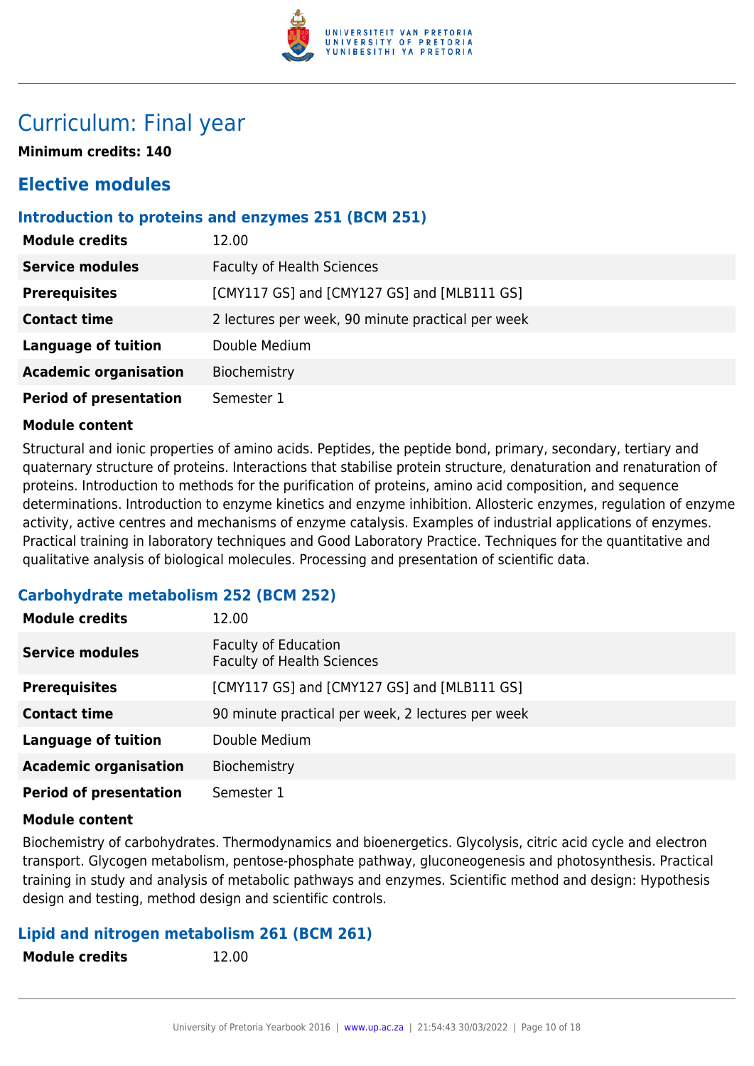# Curriculum: Final year

**Minimum credits: 140**

## Elective modules

### Introduction to proteins and enzymes 251 (BCM 251)

| | |
|---|---|
| **Module credits** | 12.00 |
| **Service modules** | Faculty of Health Sciences |
| **Prerequisites** | [CMY117 GS] and [CMY127 GS] and [MLB111 GS] |
| **Contact time** | 2 lectures per week, 90 minute practical per week |
| **Language of tuition** | Double Medium |
| **Academic organisation** | Biochemistry |
| **Period of presentation** | Semester 1 |

**Module content**

Structural and ionic properties of amino acids. Peptides, the peptide bond, primary, secondary, tertiary and quaternary structure of proteins. Interactions that stabilise protein structure, denaturation and renaturation of proteins. Introduction to methods for the purification of proteins, amino acid composition, and sequence determinations. Introduction to enzyme kinetics and enzyme inhibition. Allosteric enzymes, regulation of enzyme activity, active centres and mechanisms of enzyme catalysis. Examples of industrial applications of enzymes. Practical training in laboratory techniques and Good Laboratory Practice. Techniques for the quantitative and qualitative analysis of biological molecules. Processing and presentation of scientific data.

### Carbohydrate metabolism 252 (BCM 252)

| | |
|---|---|
| **Module credits** | 12.00 |
| **Service modules** | Faculty of Education<br>Faculty of Health Sciences |
| **Prerequisites** | [CMY117 GS] and [CMY127 GS] and [MLB111 GS] |
| **Contact time** | 90 minute practical per week, 2 lectures per week |
| **Language of tuition** | Double Medium |
| **Academic organisation** | Biochemistry |
| **Period of presentation** | Semester 1 |

**Module content**

Biochemistry of carbohydrates. Thermodynamics and bioenergetics. Glycolysis, citric acid cycle and electron transport. Glycogen metabolism, pentose-phosphate pathway, gluconeogenesis and photosynthesis. Practical training in study and analysis of metabolic pathways and enzymes. Scientific method and design: Hypothesis design and testing, method design and scientific controls.

### Lipid and nitrogen metabolism 261 (BCM 261)

| | |
|---|---|
| **Module credits** | 12.00 |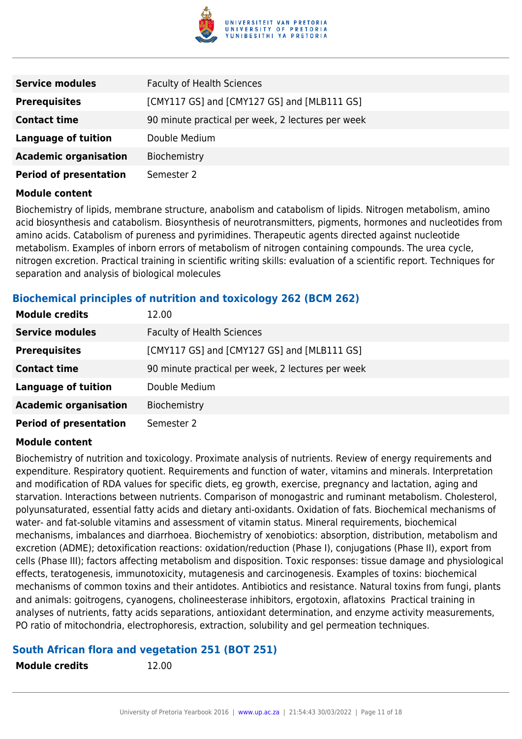| | |
|---|---|
| **Service modules** | Faculty of Health Sciences |
| **Prerequisites** | [CMY117 GS] and [CMY127 GS] and [MLB111 GS] |
| **Contact time** | 90 minute practical per week, 2 lectures per week |
| **Language of tuition** | Double Medium |
| **Academic organisation** | Biochemistry |
| **Period of presentation** | Semester 2 |

**Module content**

Biochemistry of lipids, membrane structure, anabolism and catabolism of lipids. Nitrogen metabolism, amino acid biosynthesis and catabolism. Biosynthesis of neurotransmitters, pigments, hormones and nucleotides from amino acids. Catabolism of pureness and pyrimidines. Therapeutic agents directed against nucleotide metabolism. Examples of inborn errors of metabolism of nitrogen containing compounds. The urea cycle, nitrogen excretion. Practical training in scientific writing skills: evaluation of a scientific report. Techniques for separation and analysis of biological molecules

### Biochemical principles of nutrition and toxicology 262 (BCM 262)

| | |
|---|---|
| **Module credits** | 12.00 |
| **Service modules** | Faculty of Health Sciences |
| **Prerequisites** | [CMY117 GS] and [CMY127 GS] and [MLB111 GS] |
| **Contact time** | 90 minute practical per week, 2 lectures per week |
| **Language of tuition** | Double Medium |
| **Academic organisation** | Biochemistry |
| **Period of presentation** | Semester 2 |

**Module content**

Biochemistry of nutrition and toxicology. Proximate analysis of nutrients. Review of energy requirements and expenditure. Respiratory quotient. Requirements and function of water, vitamins and minerals. Interpretation and modification of RDA values for specific diets, eg growth, exercise, pregnancy and lactation, aging and starvation. Interactions between nutrients. Comparison of monogastric and ruminant metabolism. Cholesterol, polyunsaturated, essential fatty acids and dietary anti-oxidants. Oxidation of fats. Biochemical mechanisms of water- and fat-soluble vitamins and assessment of vitamin status. Mineral requirements, biochemical mechanisms, imbalances and diarrhoea. Biochemistry of xenobiotics: absorption, distribution, metabolism and excretion (ADME); detoxification reactions: oxidation/reduction (Phase I), conjugations (Phase II), export from cells (Phase III); factors affecting metabolism and disposition. Toxic responses: tissue damage and physiological effects, teratogenesis, immunotoxicity, mutagenesis and carcinogenesis. Examples of toxins: biochemical mechanisms of common toxins and their antidotes. Antibiotics and resistance. Natural toxins from fungi, plants and animals: goitrogens, cyanogens, cholineesterase inhibitors, ergotoxin, aflatoxins Practical training in analyses of nutrients, fatty acids separations, antioxidant determination, and enzyme activity measurements, PO ratio of mitochondria, electrophoresis, extraction, solubility and gel permeation techniques.

### South African flora and vegetation 251 (BOT 251)

| | |
|---|---|
| **Module credits** | 12.00 |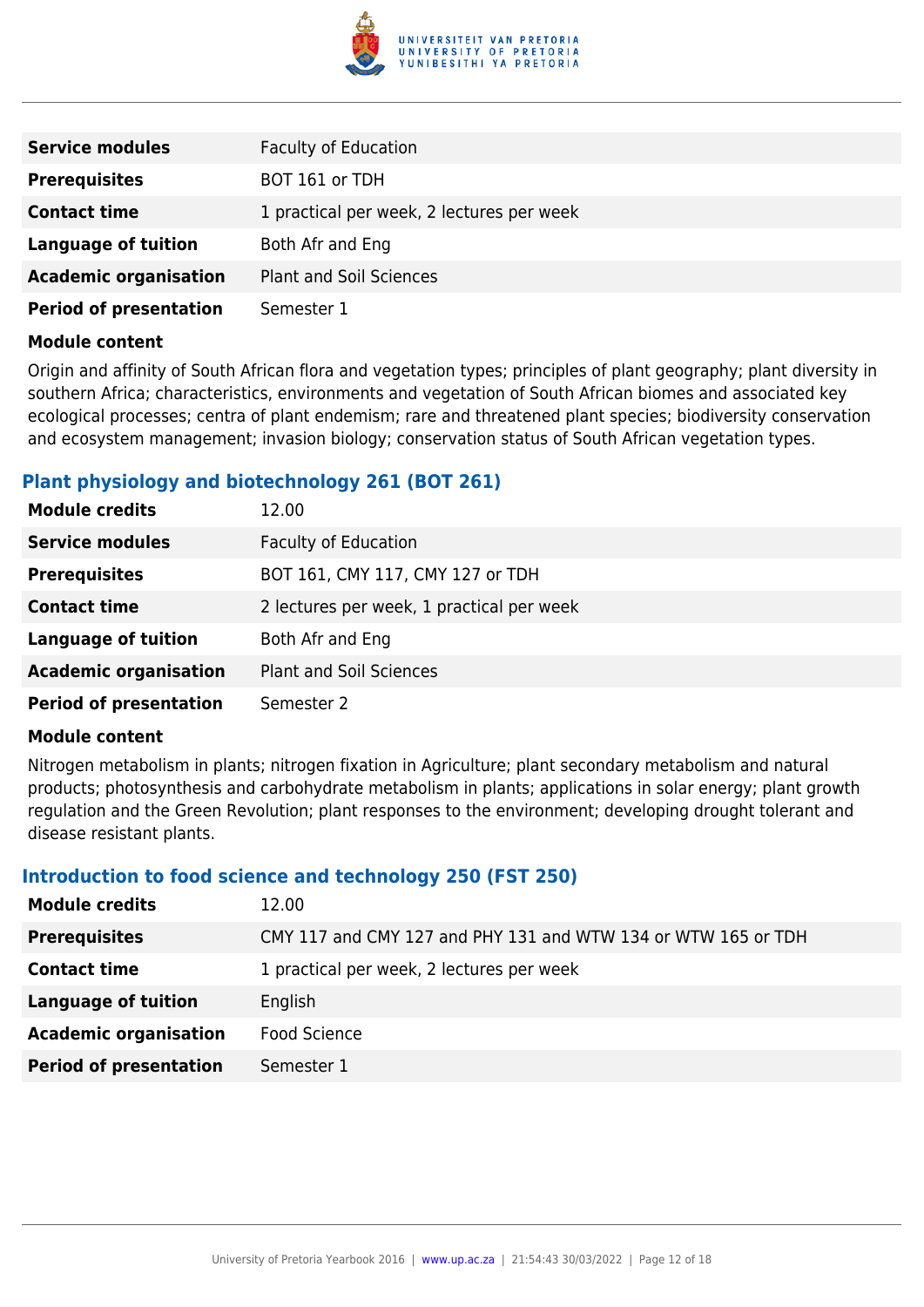| | |
|---|---|
| **Service modules** | Faculty of Education |
| **Prerequisites** | BOT 161 or TDH |
| **Contact time** | 1 practical per week, 2 lectures per week |
| **Language of tuition** | Both Afr and Eng |
| **Academic organisation** | Plant and Soil Sciences |
| **Period of presentation** | Semester 1 |

**Module content**

Origin and affinity of South African flora and vegetation types; principles of plant geography; plant diversity in southern Africa; characteristics, environments and vegetation of South African biomes and associated key ecological processes; centra of plant endemism; rare and threatened plant species; biodiversity conservation and ecosystem management; invasion biology; conservation status of South African vegetation types.

### Plant physiology and biotechnology 261 (BOT 261)

| | |
|---|---|
| **Module credits** | 12.00 |
| **Service modules** | Faculty of Education |
| **Prerequisites** | BOT 161, CMY 117, CMY 127 or TDH |
| **Contact time** | 2 lectures per week, 1 practical per week |
| **Language of tuition** | Both Afr and Eng |
| **Academic organisation** | Plant and Soil Sciences |
| **Period of presentation** | Semester 2 |

**Module content**

Nitrogen metabolism in plants; nitrogen fixation in Agriculture; plant secondary metabolism and natural products; photosynthesis and carbohydrate metabolism in plants; applications in solar energy; plant growth regulation and the Green Revolution; plant responses to the environment; developing drought tolerant and disease resistant plants.

### Introduction to food science and technology 250 (FST 250)

| | |
|---|---|
| **Module credits** | 12.00 |
| **Prerequisites** | CMY 117 and CMY 127 and PHY 131 and WTW 134 or WTW 165 or TDH |
| **Contact time** | 1 practical per week, 2 lectures per week |
| **Language of tuition** | English |
| **Academic organisation** | Food Science |
| **Period of presentation** | Semester 1 |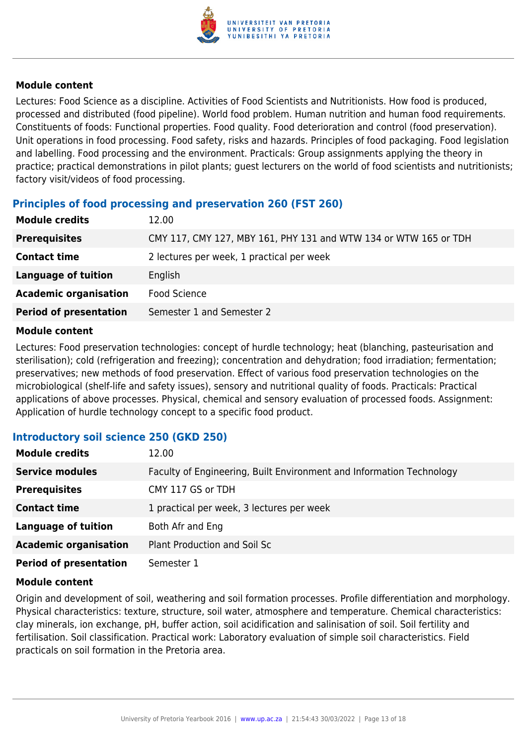#### Module content

Lectures: Food Science as a discipline. Activities of Food Scientists and Nutritionists. How food is produced, processed and distributed (food pipeline). World food problem. Human nutrition and human food requirements. Constituents of foods: Functional properties. Food quality. Food deterioration and control (food preservation). Unit operations in food processing. Food safety, risks and hazards. Principles of food packaging. Food legislation and labelling. Food processing and the environment. Practicals: Group assignments applying the theory in practice; practical demonstrations in pilot plants; guest lecturers on the world of food scientists and nutritionists; factory visit/videos of food processing.

### Principles of food processing and preservation 260 (FST 260)

| | |
|---|---|
| **Module credits** | 12.00 |
| **Prerequisites** | CMY 117, CMY 127, MBY 161, PHY 131 and WTW 134 or WTW 165 or TDH |
| **Contact time** | 2 lectures per week, 1 practical per week |
| **Language of tuition** | English |
| **Academic organisation** | Food Science |
| **Period of presentation** | Semester 1 and Semester 2 |

#### Module content

Lectures: Food preservation technologies: concept of hurdle technology; heat (blanching, pasteurisation and sterilisation); cold (refrigeration and freezing); concentration and dehydration; food irradiation; fermentation; preservatives; new methods of food preservation. Effect of various food preservation technologies on the microbiological (shelf-life and safety issues), sensory and nutritional quality of foods. Practicals: Practical applications of above processes. Physical, chemical and sensory evaluation of processed foods. Assignment: Application of hurdle technology concept to a specific food product.

### Introductory soil science 250 (GKD 250)

| | |
|---|---|
| **Module credits** | 12.00 |
| **Service modules** | Faculty of Engineering, Built Environment and Information Technology |
| **Prerequisites** | CMY 117 GS or TDH |
| **Contact time** | 1 practical per week, 3 lectures per week |
| **Language of tuition** | Both Afr and Eng |
| **Academic organisation** | Plant Production and Soil Sc |
| **Period of presentation** | Semester 1 |

#### Module content

Origin and development of soil, weathering and soil formation processes. Profile differentiation and morphology. Physical characteristics: texture, structure, soil water, atmosphere and temperature. Chemical characteristics: clay minerals, ion exchange, pH, buffer action, soil acidification and salinisation of soil. Soil fertility and fertilisation. Soil classification. Practical work: Laboratory evaluation of simple soil characteristics. Field practicals on soil formation in the Pretoria area.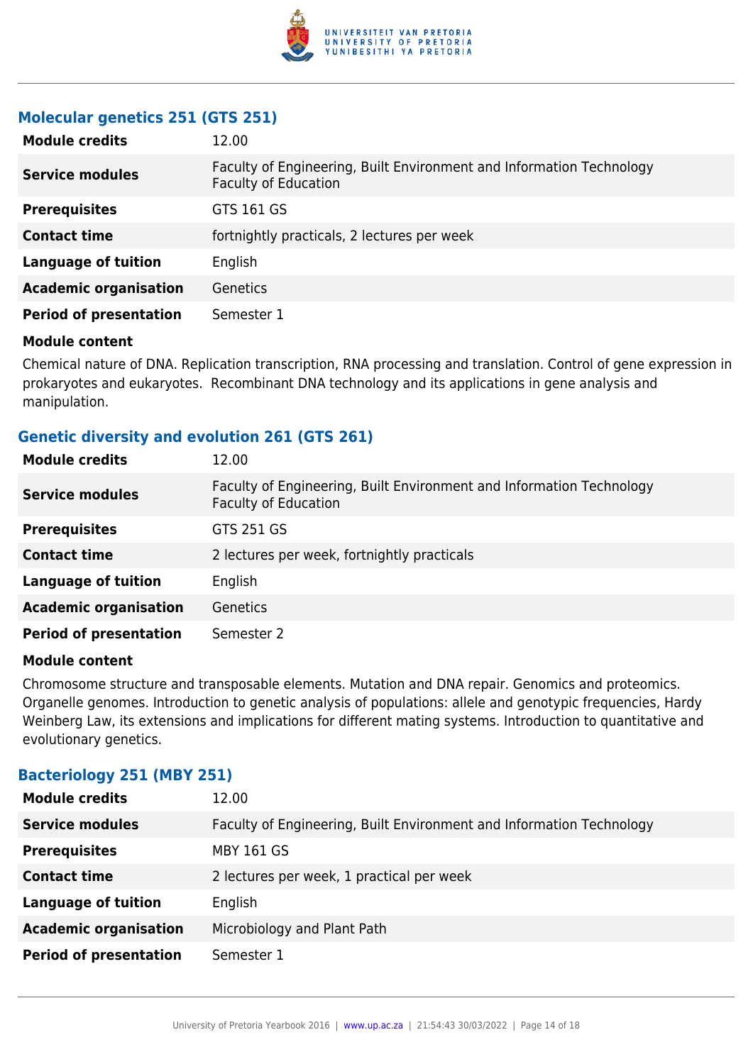### Molecular genetics 251 (GTS 251)

| | |
|---|---|
| **Module credits** | 12.00 |
| **Service modules** | Faculty of Engineering, Built Environment and Information Technology<br>Faculty of Education |
| **Prerequisites** | GTS 161 GS |
| **Contact time** | fortnightly practicals, 2 lectures per week |
| **Language of tuition** | English |
| **Academic organisation** | Genetics |
| **Period of presentation** | Semester 1 |

**Module content**

Chemical nature of DNA. Replication transcription, RNA processing and translation. Control of gene expression in prokaryotes and eukaryotes. Recombinant DNA technology and its applications in gene analysis and manipulation.

### Genetic diversity and evolution 261 (GTS 261)

| | |
|---|---|
| **Module credits** | 12.00 |
| **Service modules** | Faculty of Engineering, Built Environment and Information Technology<br>Faculty of Education |
| **Prerequisites** | GTS 251 GS |
| **Contact time** | 2 lectures per week, fortnightly practicals |
| **Language of tuition** | English |
| **Academic organisation** | Genetics |
| **Period of presentation** | Semester 2 |

**Module content**

Chromosome structure and transposable elements. Mutation and DNA repair. Genomics and proteomics. Organelle genomes. Introduction to genetic analysis of populations: allele and genotypic frequencies, Hardy Weinberg Law, its extensions and implications for different mating systems. Introduction to quantitative and evolutionary genetics.

### Bacteriology 251 (MBY 251)

| | |
|---|---|
| **Module credits** | 12.00 |
| **Service modules** | Faculty of Engineering, Built Environment and Information Technology |
| **Prerequisites** | MBY 161 GS |
| **Contact time** | 2 lectures per week, 1 practical per week |
| **Language of tuition** | English |
| **Academic organisation** | Microbiology and Plant Path |
| **Period of presentation** | Semester 1 |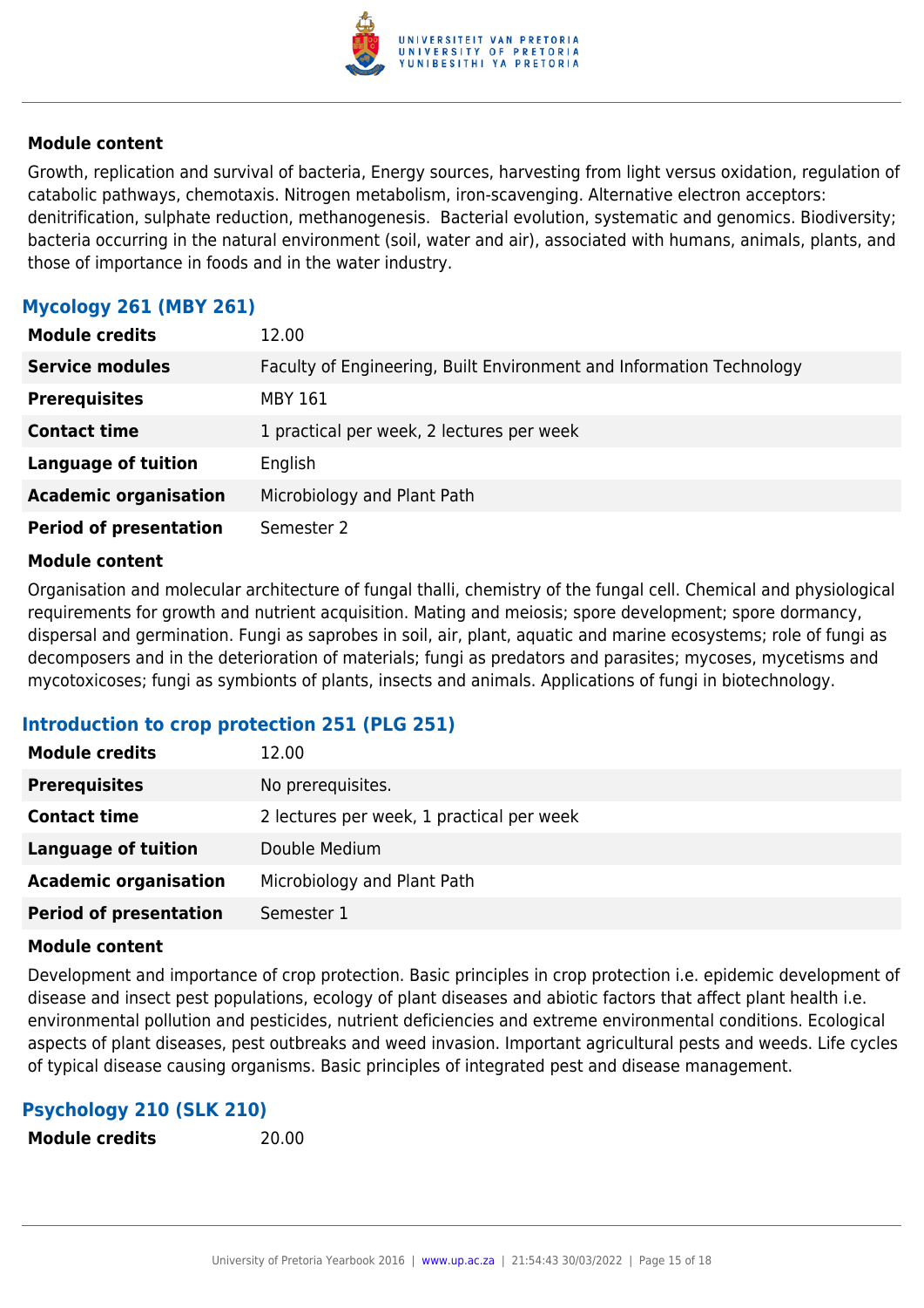#### Module content

Growth, replication and survival of bacteria, Energy sources, harvesting from light versus oxidation, regulation of catabolic pathways, chemotaxis. Nitrogen metabolism, iron-scavenging. Alternative electron acceptors: denitrification, sulphate reduction, methanogenesis. Bacterial evolution, systematic and genomics. Biodiversity; bacteria occurring in the natural environment (soil, water and air), associated with humans, animals, plants, and those of importance in foods and in the water industry.

### Mycology 261 (MBY 261)

| | |
|---|---|
| **Module credits** | 12.00 |
| **Service modules** | Faculty of Engineering, Built Environment and Information Technology |
| **Prerequisites** | MBY 161 |
| **Contact time** | 1 practical per week, 2 lectures per week |
| **Language of tuition** | English |
| **Academic organisation** | Microbiology and Plant Path |
| **Period of presentation** | Semester 2 |

#### Module content

Organisation and molecular architecture of fungal thalli, chemistry of the fungal cell. Chemical and physiological requirements for growth and nutrient acquisition. Mating and meiosis; spore development; spore dormancy, dispersal and germination. Fungi as saprobes in soil, air, plant, aquatic and marine ecosystems; role of fungi as decomposers and in the deterioration of materials; fungi as predators and parasites; mycoses, mycetisms and mycotoxicoses; fungi as symbionts of plants, insects and animals. Applications of fungi in biotechnology.

### Introduction to crop protection 251 (PLG 251)

| | |
|---|---|
| **Module credits** | 12.00 |
| **Prerequisites** | No prerequisites. |
| **Contact time** | 2 lectures per week, 1 practical per week |
| **Language of tuition** | Double Medium |
| **Academic organisation** | Microbiology and Plant Path |
| **Period of presentation** | Semester 1 |

#### Module content

Development and importance of crop protection. Basic principles in crop protection i.e. epidemic development of disease and insect pest populations, ecology of plant diseases and abiotic factors that affect plant health i.e. environmental pollution and pesticides, nutrient deficiencies and extreme environmental conditions. Ecological aspects of plant diseases, pest outbreaks and weed invasion. Important agricultural pests and weeds. Life cycles of typical disease causing organisms. Basic principles of integrated pest and disease management.

### Psychology 210 (SLK 210)

| | |
|---|---|
| **Module credits** | 20.00 |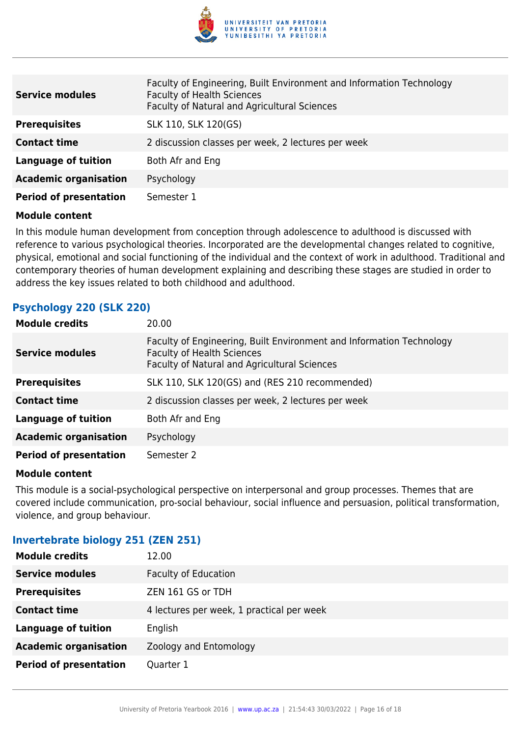| | |
|---|---|
| **Service modules** | Faculty of Engineering, Built Environment and Information Technology<br>Faculty of Health Sciences<br>Faculty of Natural and Agricultural Sciences |
| **Prerequisites** | SLK 110, SLK 120(GS) |
| **Contact time** | 2 discussion classes per week, 2 lectures per week |
| **Language of tuition** | Both Afr and Eng |
| **Academic organisation** | Psychology |
| **Period of presentation** | Semester 1 |

**Module content**

In this module human development from conception through adolescence to adulthood is discussed with reference to various psychological theories. Incorporated are the developmental changes related to cognitive, physical, emotional and social functioning of the individual and the context of work in adulthood. Traditional and contemporary theories of human development explaining and describing these stages are studied in order to address the key issues related to both childhood and adulthood.

### Psychology 220 (SLK 220)

| | |
|---|---|
| **Module credits** | 20.00 |
| **Service modules** | Faculty of Engineering, Built Environment and Information Technology<br>Faculty of Health Sciences<br>Faculty of Natural and Agricultural Sciences |
| **Prerequisites** | SLK 110, SLK 120(GS) and (RES 210 recommended) |
| **Contact time** | 2 discussion classes per week, 2 lectures per week |
| **Language of tuition** | Both Afr and Eng |
| **Academic organisation** | Psychology |
| **Period of presentation** | Semester 2 |

**Module content**

This module is a social-psychological perspective on interpersonal and group processes. Themes that are covered include communication, pro-social behaviour, social influence and persuasion, political transformation, violence, and group behaviour.

### Invertebrate biology 251 (ZEN 251)

| | |
|---|---|
| **Module credits** | 12.00 |
| **Service modules** | Faculty of Education |
| **Prerequisites** | ZEN 161 GS or TDH |
| **Contact time** | 4 lectures per week, 1 practical per week |
| **Language of tuition** | English |
| **Academic organisation** | Zoology and Entomology |
| **Period of presentation** | Quarter 1 |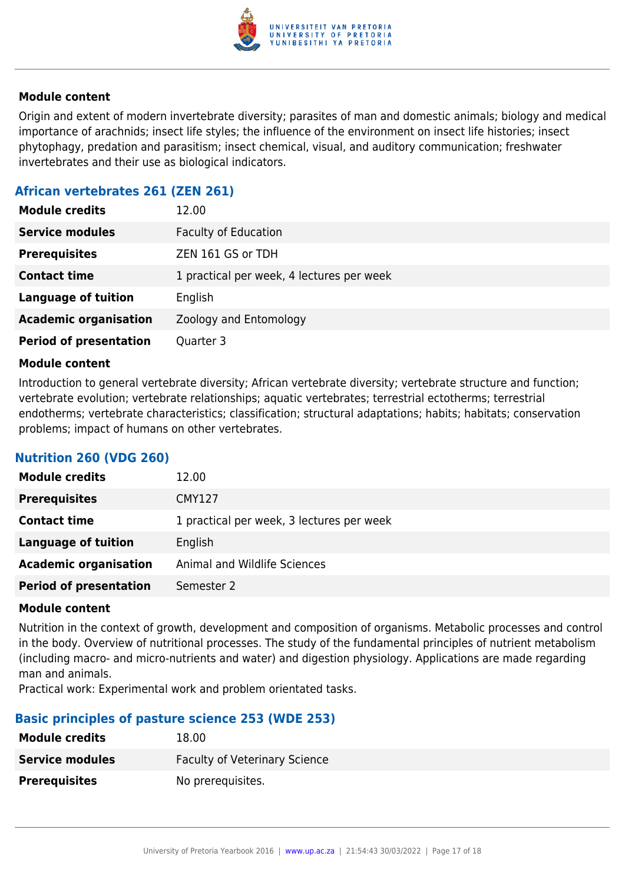#### Module content

Origin and extent of modern invertebrate diversity; parasites of man and domestic animals; biology and medical importance of arachnids; insect life styles; the influence of the environment on insect life histories; insect phytophagy, predation and parasitism; insect chemical, visual, and auditory communication; freshwater invertebrates and their use as biological indicators.

### African vertebrates 261 (ZEN 261)

| | |
|---|---|
| **Module credits** | 12.00 |
| **Service modules** | Faculty of Education |
| **Prerequisites** | ZEN 161 GS or TDH |
| **Contact time** | 1 practical per week, 4 lectures per week |
| **Language of tuition** | English |
| **Academic organisation** | Zoology and Entomology |
| **Period of presentation** | Quarter 3 |

#### Module content

Introduction to general vertebrate diversity; African vertebrate diversity; vertebrate structure and function; vertebrate evolution; vertebrate relationships; aquatic vertebrates; terrestrial ectotherms; terrestrial endotherms; vertebrate characteristics; classification; structural adaptations; habits; habitats; conservation problems; impact of humans on other vertebrates.

### Nutrition 260 (VDG 260)

| | |
|---|---|
| **Module credits** | 12.00 |
| **Prerequisites** | CMY127 |
| **Contact time** | 1 practical per week, 3 lectures per week |
| **Language of tuition** | English |
| **Academic organisation** | Animal and Wildlife Sciences |
| **Period of presentation** | Semester 2 |

#### Module content

Nutrition in the context of growth, development and composition of organisms. Metabolic processes and control in the body. Overview of nutritional processes. The study of the fundamental principles of nutrient metabolism (including macro- and micro-nutrients and water) and digestion physiology. Applications are made regarding man and animals.
Practical work: Experimental work and problem orientated tasks.

### Basic principles of pasture science 253 (WDE 253)

| | |
|---|---|
| **Module credits** | 18.00 |
| **Service modules** | Faculty of Veterinary Science |
| **Prerequisites** | No prerequisites. |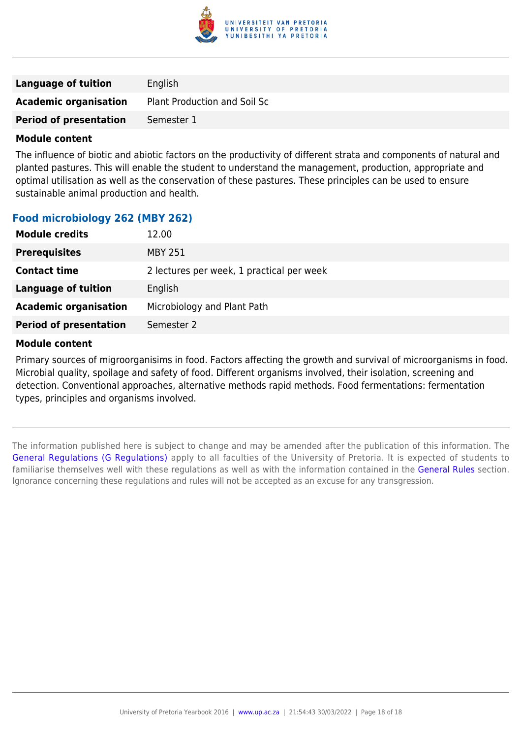| | |
|---|---|
| **Language of tuition** | English |
| **Academic organisation** | Plant Production and Soil Sc |
| **Period of presentation** | Semester 1 |

**Module content**

The influence of biotic and abiotic factors on the productivity of different strata and components of natural and planted pastures. This will enable the student to understand the management, production, appropriate and optimal utilisation as well as the conservation of these pastures. These principles can be used to ensure sustainable animal production and health.

### Food microbiology 262 (MBY 262)

| | |
|---|---|
| **Module credits** | 12.00 |
| **Prerequisites** | MBY 251 |
| **Contact time** | 2 lectures per week, 1 practical per week |
| **Language of tuition** | English |
| **Academic organisation** | Microbiology and Plant Path |
| **Period of presentation** | Semester 2 |

**Module content**

Primary sources of migroorganisims in food. Factors affecting the growth and survival of microorganisms in food. Microbial quality, spoilage and safety of food. Different organisms involved, their isolation, screening and detection. Conventional approaches, alternative methods rapid methods. Food fermentations: fermentation types, principles and organisms involved.

The information published here is subject to change and may be amended after the publication of this information. The General Regulations (G Regulations) apply to all faculties of the University of Pretoria. It is expected of students to familiarise themselves well with these regulations as well as with the information contained in the General Rules section. Ignorance concerning these regulations and rules will not be accepted as an excuse for any transgression.